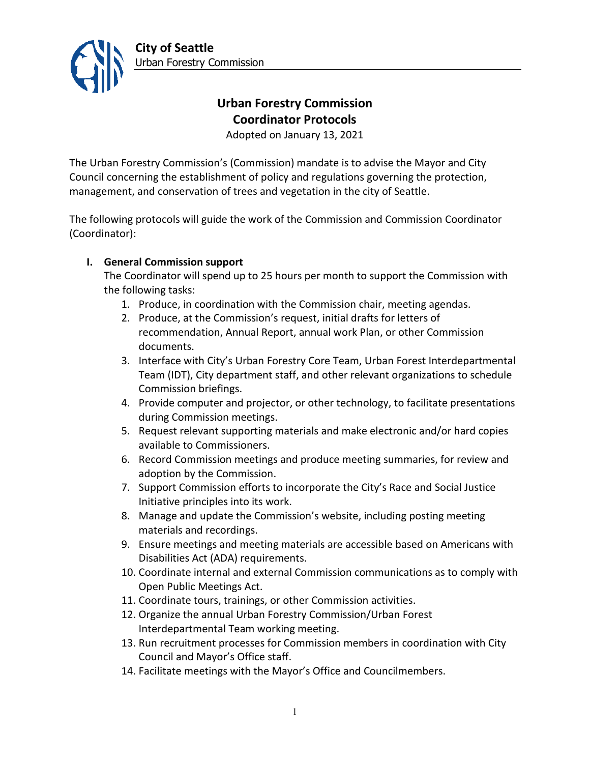**City of Seattle**
Urban Forestry Commission

# Urban Forestry Commission
# Coordinator Protocols

Adopted on January 13, 2021

The Urban Forestry Commission's (Commission) mandate is to advise the Mayor and City Council concerning the establishment of policy and regulations governing the protection, management, and conservation of trees and vegetation in the city of Seattle.

The following protocols will guide the work of the Commission and Commission Coordinator (Coordinator):

## I. General Commission support

The Coordinator will spend up to 25 hours per month to support the Commission with the following tasks:

1. Produce, in coordination with the Commission chair, meeting agendas.
2. Produce, at the Commission's request, initial drafts for letters of recommendation, Annual Report, annual work Plan, or other Commission documents.
3. Interface with City's Urban Forestry Core Team, Urban Forest Interdepartmental Team (IDT), City department staff, and other relevant organizations to schedule Commission briefings.
4. Provide computer and projector, or other technology, to facilitate presentations during Commission meetings.
5. Request relevant supporting materials and make electronic and/or hard copies available to Commissioners.
6. Record Commission meetings and produce meeting summaries, for review and adoption by the Commission.
7. Support Commission efforts to incorporate the City's Race and Social Justice Initiative principles into its work.
8. Manage and update the Commission's website, including posting meeting materials and recordings.
9. Ensure meetings and meeting materials are accessible based on Americans with Disabilities Act (ADA) requirements.
10. Coordinate internal and external Commission communications as to comply with Open Public Meetings Act.
11. Coordinate tours, trainings, or other Commission activities.
12. Organize the annual Urban Forestry Commission/Urban Forest Interdepartmental Team working meeting.
13. Run recruitment processes for Commission members in coordination with City Council and Mayor's Office staff.
14. Facilitate meetings with the Mayor's Office and Councilmembers.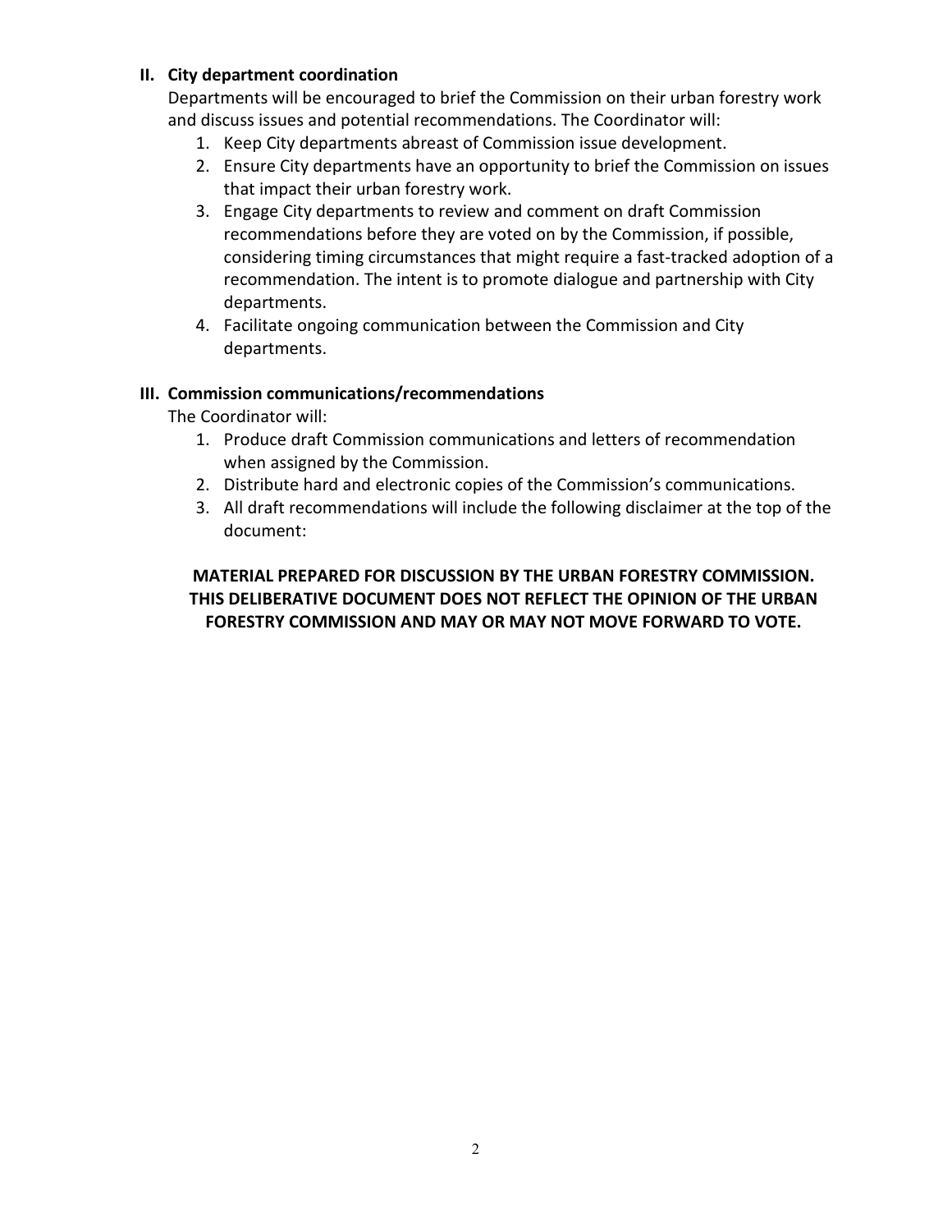## II. City department coordination

Departments will be encouraged to brief the Commission on their urban forestry work and discuss issues and potential recommendations. The Coordinator will:

1. Keep City departments abreast of Commission issue development.
2. Ensure City departments have an opportunity to brief the Commission on issues that impact their urban forestry work.
3. Engage City departments to review and comment on draft Commission recommendations before they are voted on by the Commission, if possible, considering timing circumstances that might require a fast-tracked adoption of a recommendation. The intent is to promote dialogue and partnership with City departments.
4. Facilitate ongoing communication between the Commission and City departments.

## III. Commission communications/recommendations

The Coordinator will:

1. Produce draft Commission communications and letters of recommendation when assigned by the Commission.
2. Distribute hard and electronic copies of the Commission's communications.
3. All draft recommendations will include the following disclaimer at the top of the document:

**MATERIAL PREPARED FOR DISCUSSION BY THE URBAN FORESTRY COMMISSION. THIS DELIBERATIVE DOCUMENT DOES NOT REFLECT THE OPINION OF THE URBAN FORESTRY COMMISSION AND MAY OR MAY NOT MOVE FORWARD TO VOTE.**